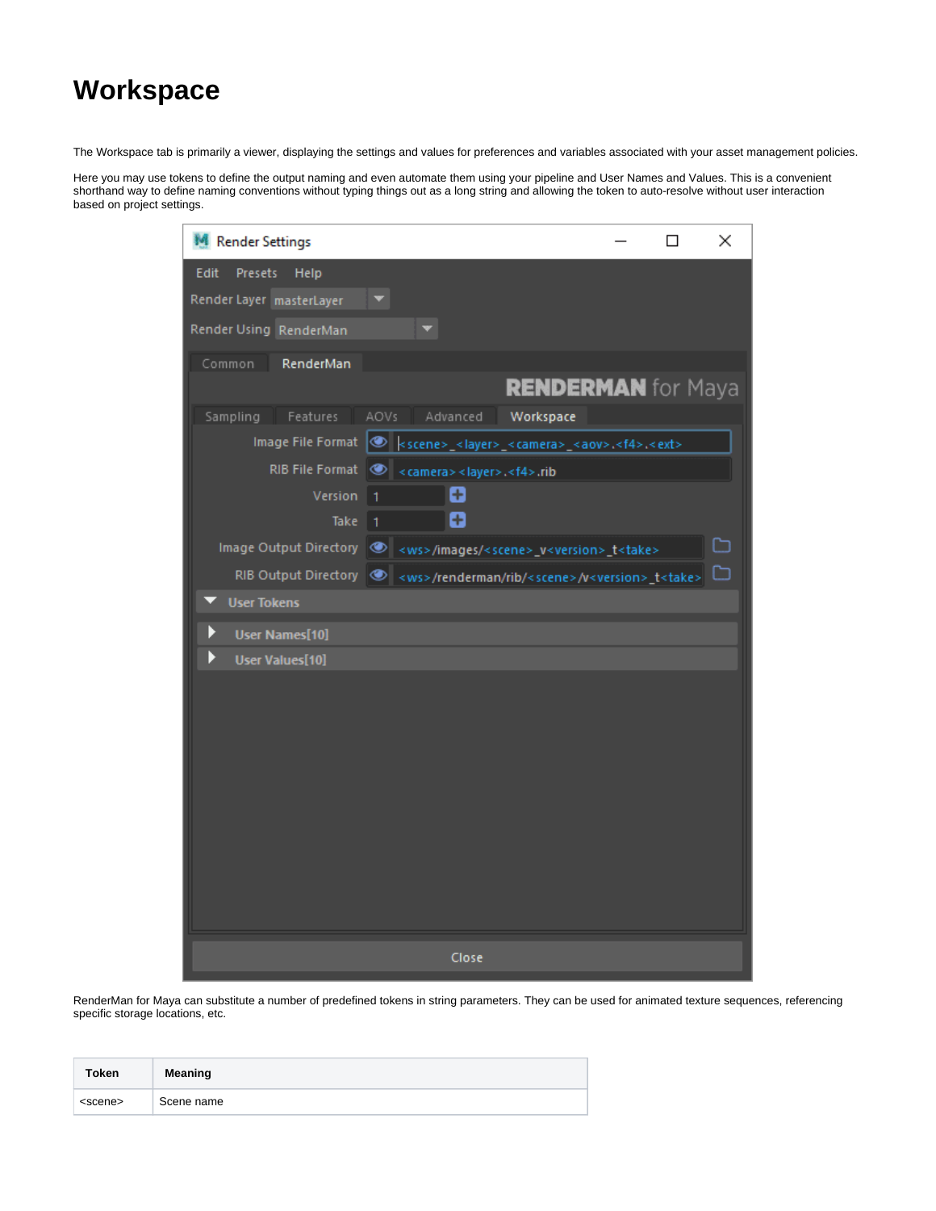# Workspace

The Workspace tab is primarily a viewer, displaying the settings and values for preferences and variables associated with your asset management policies.

Here you may use tokens to define the output naming and even automate them using your pipeline and User Names and Values. This is a convenient shorthand way to define naming conventions without typing things out as a long string and allowing the token to auto-resolve without user interaction based on project settings.

RenderMan for Maya can substitute a number of predefined tokens in string parameters. They can be used for animated texture sequences, referencing specific storage locations, etc.

| Token | Meaning |
|---|---|
| <scene> | Scene name |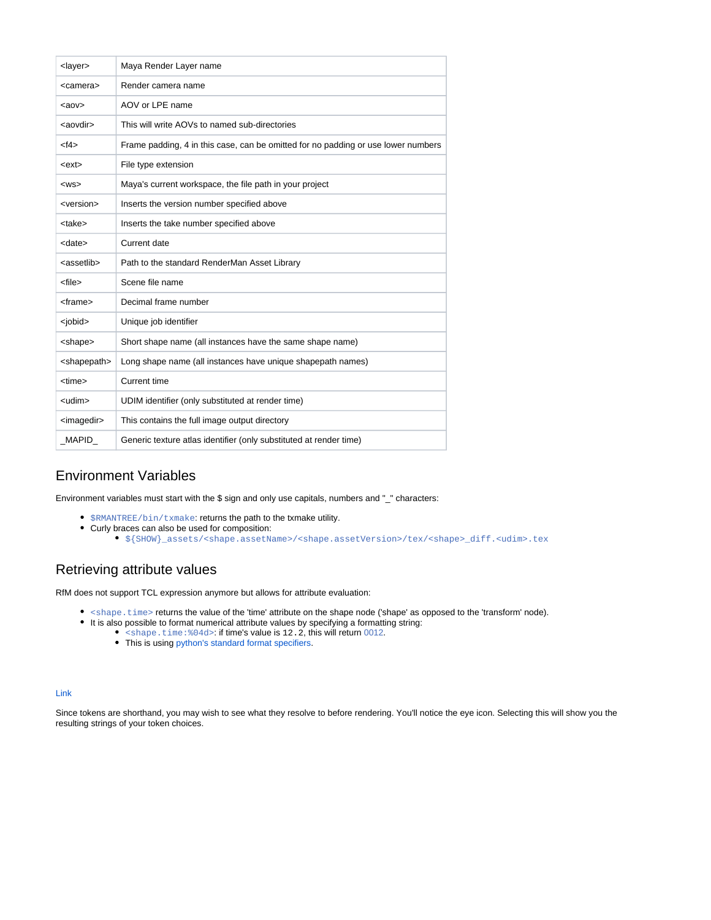| <layer> | Maya Render Layer name |
| --- | --- |
| <camera> | Render camera name |
| <aov> | AOV or LPE name |
| <aovdir> | This will write AOVs to named sub-directories |
| <f4> | Frame padding, 4 in this case, can be omitted for no padding or use lower numbers |
| <ext> | File type extension |
| <ws> | Maya's current workspace, the file path in your project |
| <version> | Inserts the version number specified above |
| <take> | Inserts the take number specified above |
| <date> | Current date |
| <assetlib> | Path to the standard RenderMan Asset Library |
| <file> | Scene file name |
| <frame> | Decimal frame number |
| <jobid> | Unique job identifier |
| <shape> | Short shape name (all instances have the same shape name) |
| <shapepath> | Long shape name (all instances have unique shapepath names) |
| <time> | Current time |
| <udim> | UDIM identifier (only substituted at render time) |
| <imagedir> | This contains the full image output directory |
| _MAPID_ | Generic texture atlas identifier (only substituted at render time) |

## Environment Variables

Environment variables must start with the $ sign and only use capitals, numbers and "_" characters:

- `$RMANTREE/bin/txmake`: returns the path to the txmake utility.
- Curly braces can also be used for composition:
  - `${SHOW}_assets/<shape.assetName>/<shape.assetVersion>/tex/<shape>_diff.<udim>.tex`

## Retrieving attribute values

RfM does not support TCL expression anymore but allows for attribute evaluation:

- `<shape.time>` returns the value of the 'time' attribute on the shape node ('shape' as opposed to the 'transform' node).
- It is also possible to format numerical attribute values by specifying a formatting string:
  - `<shape.time:%04d>`: if time's value is `12.2`, this will return `0012`.
  - This is using python's standard format specifiers.

Link

Since tokens are shorthand, you may wish to see what they resolve to before rendering. You'll notice the eye icon. Selecting this will show you the resulting strings of your token choices.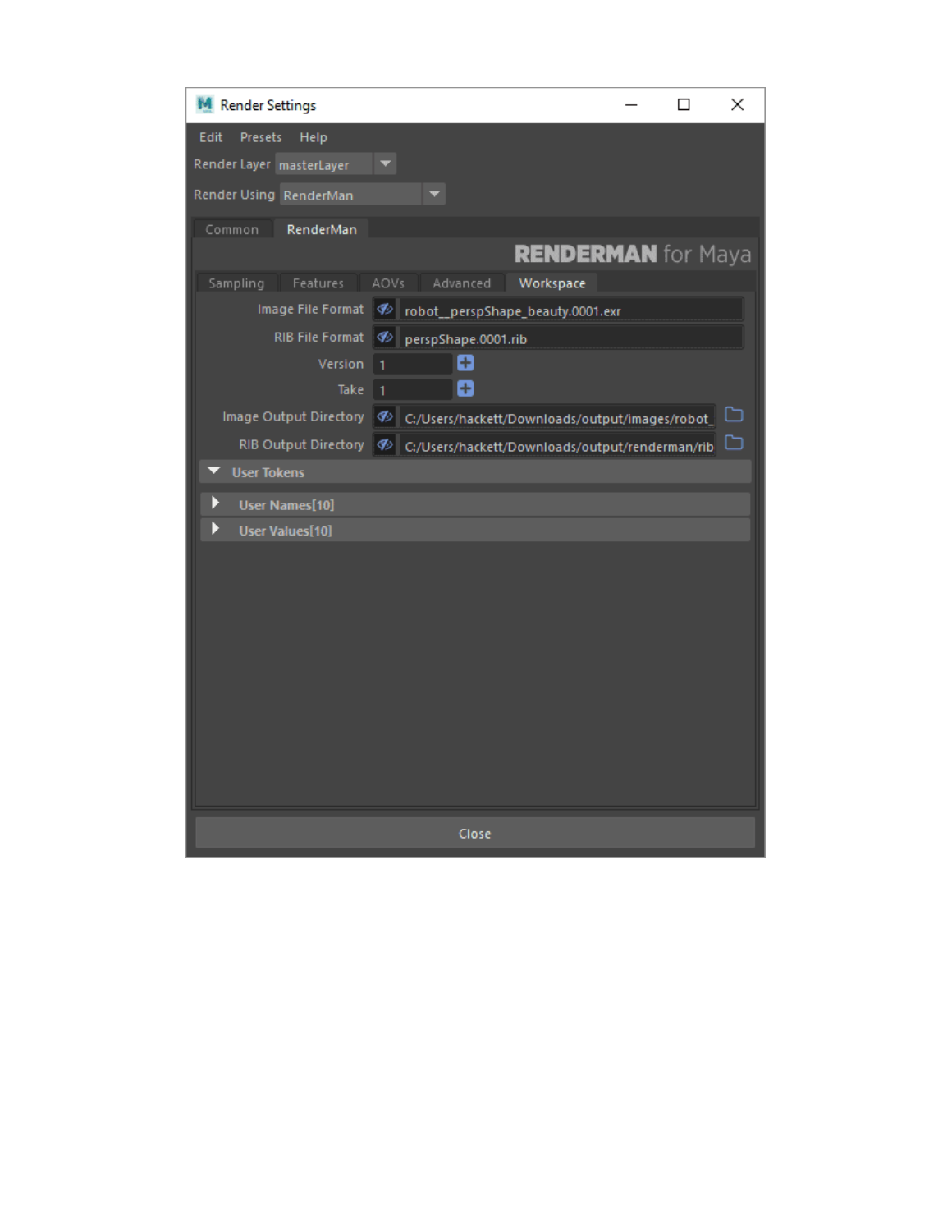Render Settings

Edit Presets Help

Render Layer masterLayer

Render Using RenderMan

Common RenderMan

RENDERMAN for Maya

Sampling Features AOVs Advanced Workspace

Image File Format robot__perspShape_beauty.0001.exr

RIB File Format perspShape.0001.rib

Version 1

Take 1

Image Output Directory C:/Users/hackett/Downloads/output/images/robot_

RIB Output Directory C:/Users/hackett/Downloads/output/renderman/rib

User Tokens

User Names[10]

User Values[10]

Close